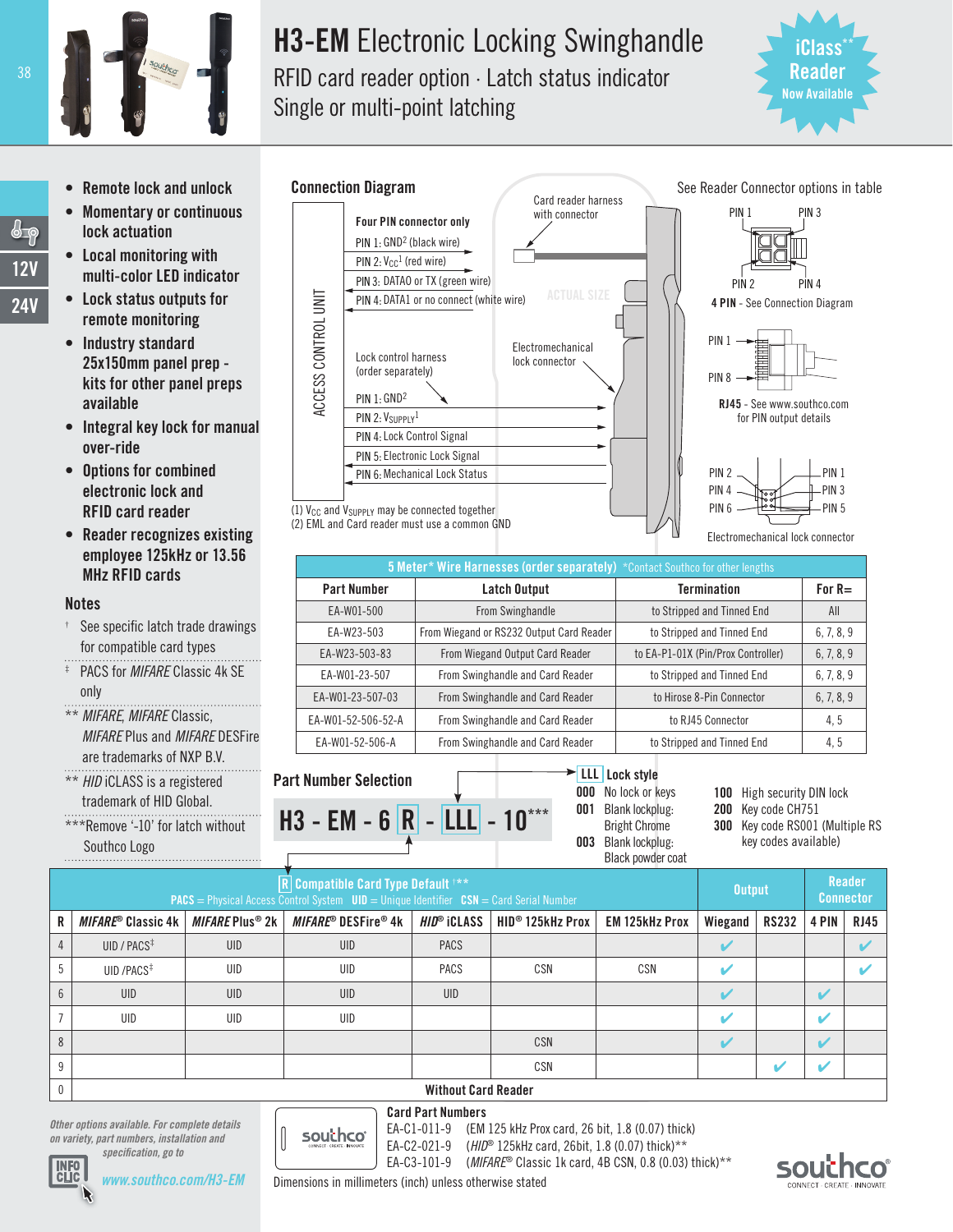# H3-EM Electronic Locking Swinghandle

RFID card reader option · Latch status indicator
Single or multi-point latching

**iClass** Reader** Now Available**

12V
24V

- Remote lock and unlock
- Momentary or continuous lock actuation
- Local monitoring with multi-color LED indicator
- Lock status outputs for remote monitoring
- Industry standard 25x150mm panel prep - kits for other panel preps available
- Integral key lock for manual over-ride
- Options for combined electronic lock and RFID card reader
- Reader recognizes existing employee 125kHz or 13.56 MHz RFID cards

## Notes

† See specific latch trade drawings for compatible card types

‡ PACS for *MIFARE* Classic 4k SE only

** *MIFARE*, *MIFARE* Classic, *MIFARE* Plus and *MIFARE* DESFire are trademarks of NXP B.V.

** *HID* iCLASS is a registered trademark of HID Global.

***Remove '-10' for latch without Southco Logo

## Connection Diagram

ACCESS CONTROL UNIT

**Four PIN connector only**

- PIN 1: GND[2] (black wire)
- PIN 2: $V_{CC}$[1] (red wire)
- PIN 3: DATA0 or TX (green wire)
- PIN 4: DATA1 or no connect (white wire)

Card reader harness with connector

ACTUAL SIZE

Lock control harness (order separately)

- PIN 1: GND[2]
- PIN 2: $V_{SUPPLY}$[1]
- PIN 4: Lock Control Signal
- PIN 5: Electronic Lock Signal
- PIN 6: Mechanical Lock Status

Electromechanical lock connector

(1) $V_{CC}$ and $V_{SUPPLY}$ may be connected together
(2) EML and Card reader must use a common GND

See Reader Connector options in table

PIN 1, PIN 3, PIN 2, PIN 4

**4 PIN** - See Connection Diagram

PIN 1, PIN 8

**RJ45** - See www.southco.com for PIN output details

PIN 2, PIN 4, PIN 6, PIN 1, PIN 3, PIN 5

Electromechanical lock connector

**5 Meter* Wire Harnesses (order separately)** *Contact Southco for other lengths

| Part Number | Latch Output | Termination | For R= |
|---|---|---|---|
| EA-W01-500 | From Swinghandle | to Stripped and Tinned End | All |
| EA-W23-503 | From Wiegand or RS232 Output Card Reader | to Stripped and Tinned End | 6, 7, 8, 9 |
| EA-W23-503-83 | From Wiegand Output Card Reader | to EA-P1-01X (Pin/Prox Controller) | 6, 7, 8, 9 |
| EA-W01-23-507 | From Swinghandle and Card Reader | to Stripped and Tinned End | 6, 7, 8, 9 |
| EA-W01-23-507-03 | From Swinghandle and Card Reader | to Hirose 8-Pin Connector | 6, 7, 8, 9 |
| EA-W01-52-506-52-A | From Swinghandle and Card Reader | to RJ45 Connector | 4, 5 |
| EA-W01-52-506-A | From Swinghandle and Card Reader | to Stripped and Tinned End | 4, 5 |

## Part Number Selection

**H3 - EM - 6 R - LLL - 10*****

**LLL Lock style**

- **000** No lock or keys
- **001** Blank lockplug: Bright Chrome
- **003** Blank lockplug: Black powder coat
- **100** High security DIN lock
- **200** Key code CH751
- **300** Key code RS001 (Multiple RS key codes available)

| R | Compatible Card Type Default †** (PACS = Physical Access Control System, UID = Unique Identifier, CSN = Card Serial Number) | | | | | | Output | | Reader Connector | |
|---|---|---|---|---|---|---|---|---|---|---|
| R | *MIFARE*® Classic 4k | *MIFARE* Plus® 2k | *MIFARE*® DESFire® 4k | *HID*® iCLASS | HID® 125kHz Prox | EM 125kHz Prox | Wiegand | RS232 | 4 PIN | RJ45 |
| 4 | UID / PACS‡ | UID | UID | PACS | | | ✔ | | | ✔ |
| 5 | UID /PACS‡ | UID | UID | PACS | CSN | CSN | ✔ | | | ✔ |
| 6 | UID | UID | UID | UID | | | ✔ | | ✔ | |
| 7 | UID | UID | UID | | | | ✔ | | ✔ | |
| 8 | | | | | CSN | | ✔ | | ✔ | |
| 9 | | | | | CSN | | | ✔ | ✔ | |
| 0 | Without Card Reader | | | | | | | | | |

*Other options available. For complete details on variety, part numbers, installation and specification, go to* ***www.southco.com/H3-EM***

**Card Part Numbers**

- EA-C1-011-9 (EM 125 kHz Prox card, 26 bit, 1.8 (0.07) thick)
- EA-C2-021-9 (*HID*® 125kHz card, 26bit, 1.8 (0.07) thick)**
- EA-C3-101-9 (*MIFARE*® Classic 1k card, 4B CSN, 0.8 (0.03) thick)**

Dimensions in millimeters (inch) unless otherwise stated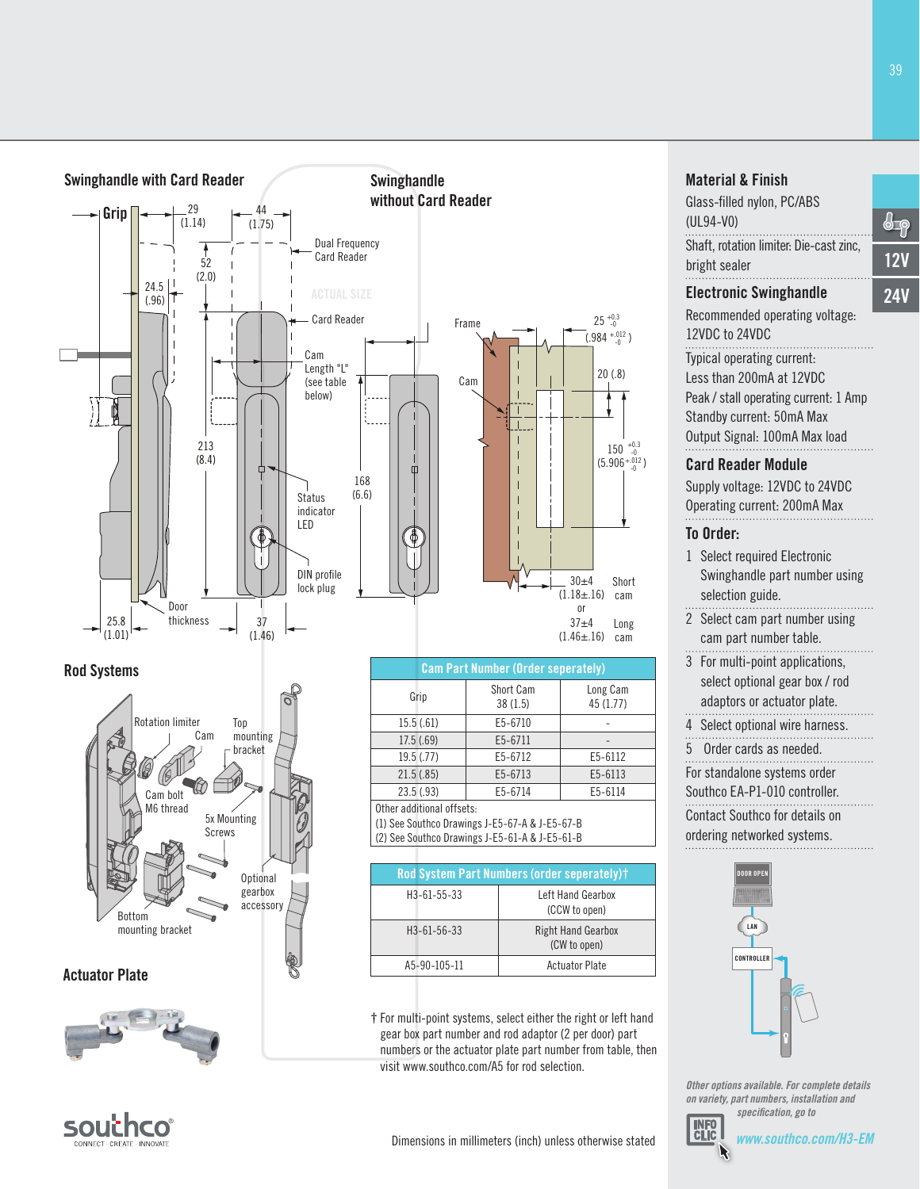## Swinghandle with Card Reader

Grip

29 (1.14)

44 (1.75)

Dual Frequency Card Reader

52 (2.0)

24.5 (.96)

ACTUAL SIZE

Card Reader

Cam Length "L" (see table below)

213 (8.4)

Status indicator LED

168 (6.6)

DIN profile lock plug

Door thickness

25.8 (1.01)

37 (1.46)

## Swinghandle without Card Reader

Frame

Cam

25 $^{+0.3}_{-0}$ (.984 $^{+.012}_{-0}$)

20 (.8)

150 $^{+0.3}_{-0}$ (5.906 $^{+.012}_{-0}$)

30±4 (1.18±.16) Short cam

or

37±4 (1.46±.16) Long cam

## Rod Systems

Rotation limiter

Cam

Top mounting bracket

Cam bolt M6 thread

5x Mounting Screws

Optional gearbox accessory

Bottom mounting bracket

## Actuator Plate

| Cam Part Number (Order seperately) | | |
|---|---|---|
| Grip | Short Cam 38 (1.5) | Long Cam 45 (1.77) |
| 15.5 (.61) | E5-6710 | - |
| 17.5 (.69) | E5-6711 | - |
| 19.5 (.77) | E5-6712 | E5-6112 |
| 21.5 (.85) | E5-6713 | E5-6113 |
| 23.5 (.93) | E5-6714 | E5-6114 |

Other additional offsets:
(1) See Southco Drawings J-E5-67-A & J-E5-67-B
(2) See Southco Drawings J-E5-61-A & J-E5-61-B

| Rod System Part Numbers (order seperately)† | |
|---|---|
| H3-61-55-33 | Left Hand Gearbox (CCW to open) |
| H3-61-56-33 | Right Hand Gearbox (CW to open) |
| A5-90-105-11 | Actuator Plate |

† For multi-point systems, select either the right or left hand gear box part number and rod adaptor (2 per door) part numbers or the actuator plate part number from table, then visit www.southco.com/A5 for rod selection.

Dimensions in millimeters (inch) unless otherwise stated

## Material & Finish

Glass-filled nylon, PC/ABS (UL94-V0)

Shaft, rotation limiter: Die-cast zinc, bright sealer

## Electronic Swinghandle

Recommended operating voltage: 12VDC to 24VDC

Typical operating current: Less than 200mA at 12VDC

Peak / stall operating current: 1 Amp

Standby current: 50mA Max

Output Signal: 100mA Max load

## Card Reader Module

Supply voltage: 12VDC to 24VDC

Operating current: 200mA Max

## To Order:

1. Select required Electronic Swinghandle part number using selection guide.
2. Select cam part number using cam part number table.
3. For multi-point applications, select optional gear box / rod adaptors or actuator plate.
4. Select optional wire harness.
5. Order cards as needed.

For standalone systems order Southco EA-P1-010 controller.

Contact Southco for details on ordering networked systems.

DOOR OPEN

LAN

CONTROLLER

12V

24V

*Other options available. For complete details on variety, part numbers, installation and specification, go to*

INFO CLIC

*www.southco.com/H3-EM*

southco® CONNECT · CREATE · INNOVATE